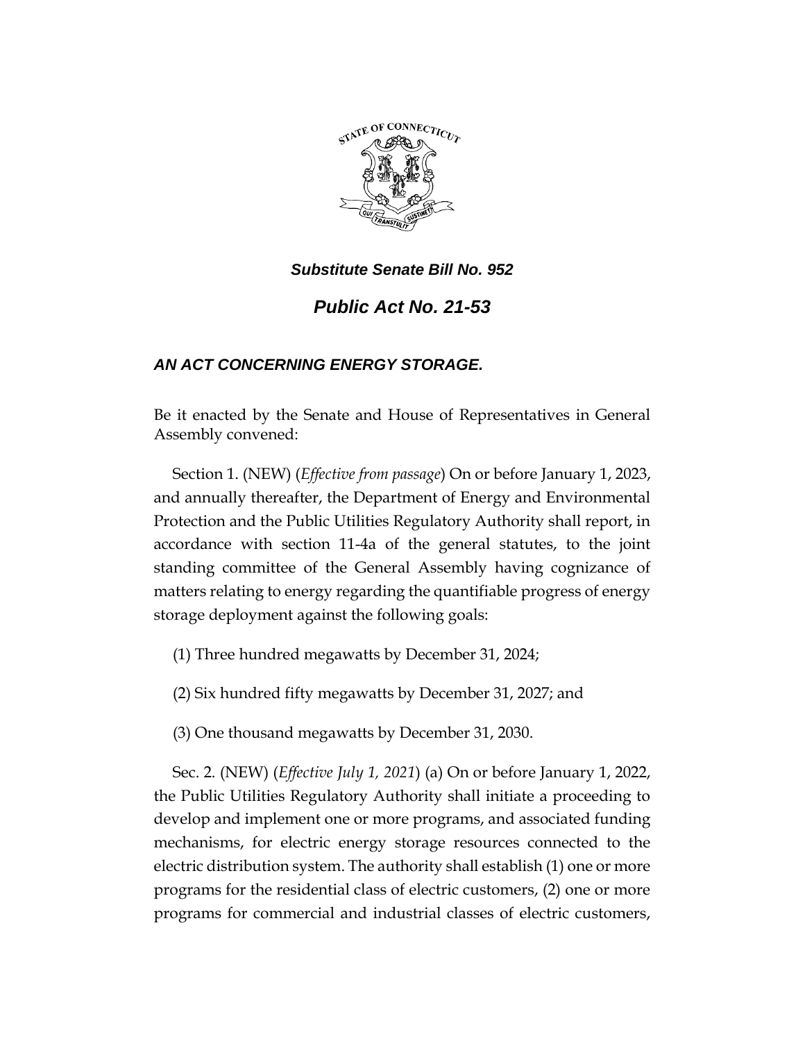*Substitute Senate Bill No. 952*

# *Public Act No. 21-53*

## *AN ACT CONCERNING ENERGY STORAGE.*

Be it enacted by the Senate and House of Representatives in General Assembly convened:

Section 1. (NEW) (*Effective from passage*) On or before January 1, 2023, and annually thereafter, the Department of Energy and Environmental Protection and the Public Utilities Regulatory Authority shall report, in accordance with section 11-4a of the general statutes, to the joint standing committee of the General Assembly having cognizance of matters relating to energy regarding the quantifiable progress of energy storage deployment against the following goals:

(1) Three hundred megawatts by December 31, 2024;

(2) Six hundred fifty megawatts by December 31, 2027; and

(3) One thousand megawatts by December 31, 2030.

Sec. 2. (NEW) (*Effective July 1, 2021*) (a) On or before January 1, 2022, the Public Utilities Regulatory Authority shall initiate a proceeding to develop and implement one or more programs, and associated funding mechanisms, for electric energy storage resources connected to the electric distribution system. The authority shall establish (1) one or more programs for the residential class of electric customers, (2) one or more programs for commercial and industrial classes of electric customers,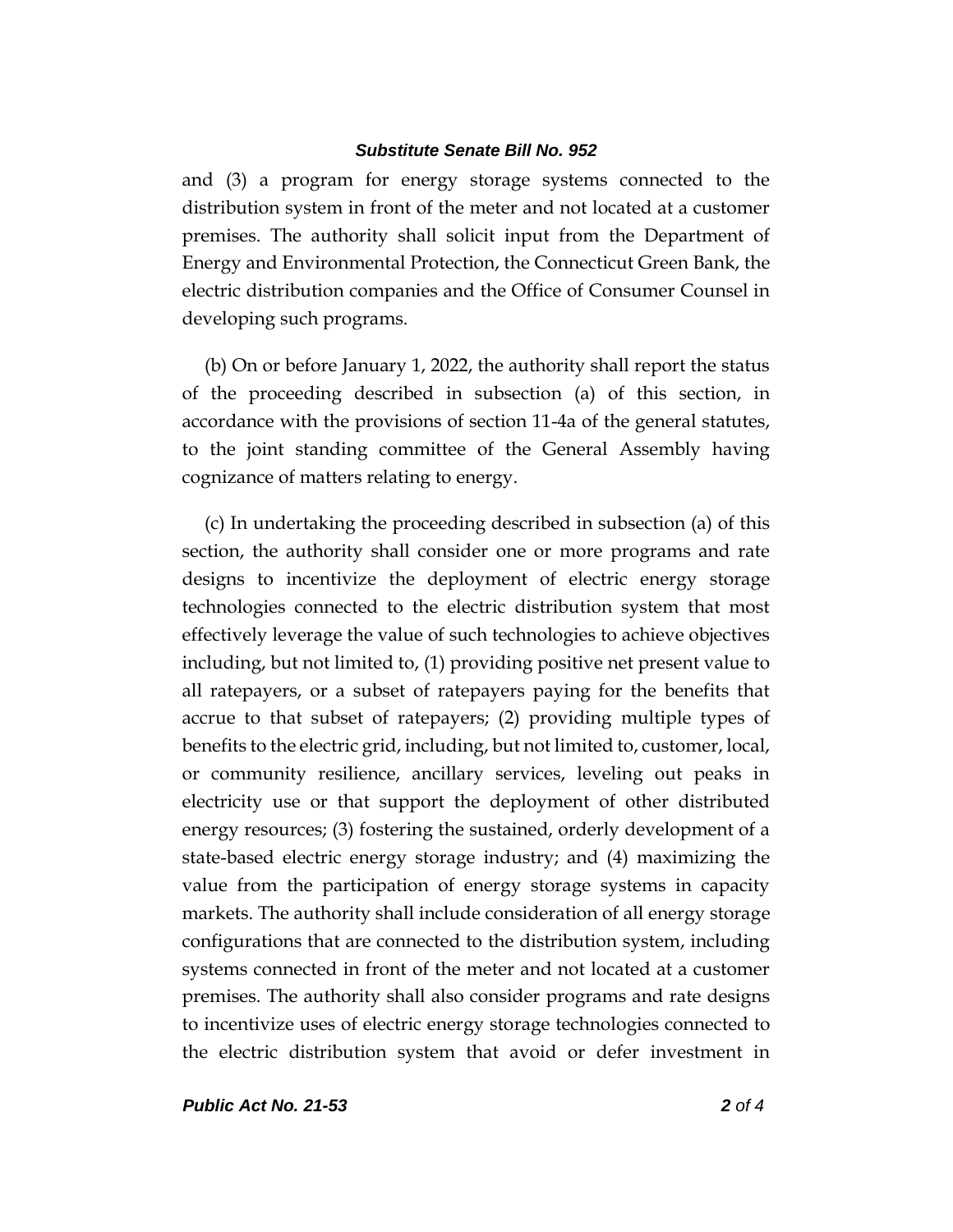and (3) a program for energy storage systems connected to the distribution system in front of the meter and not located at a customer premises. The authority shall solicit input from the Department of Energy and Environmental Protection, the Connecticut Green Bank, the electric distribution companies and the Office of Consumer Counsel in developing such programs.

(b) On or before January 1, 2022, the authority shall report the status of the proceeding described in subsection (a) of this section, in accordance with the provisions of section 11-4a of the general statutes, to the joint standing committee of the General Assembly having cognizance of matters relating to energy.

(c) In undertaking the proceeding described in subsection (a) of this section, the authority shall consider one or more programs and rate designs to incentivize the deployment of electric energy storage technologies connected to the electric distribution system that most effectively leverage the value of such technologies to achieve objectives including, but not limited to, (1) providing positive net present value to all ratepayers, or a subset of ratepayers paying for the benefits that accrue to that subset of ratepayers; (2) providing multiple types of benefits to the electric grid, including, but not limited to, customer, local, or community resilience, ancillary services, leveling out peaks in electricity use or that support the deployment of other distributed energy resources; (3) fostering the sustained, orderly development of a state-based electric energy storage industry; and (4) maximizing the value from the participation of energy storage systems in capacity markets. The authority shall include consideration of all energy storage configurations that are connected to the distribution system, including systems connected in front of the meter and not located at a customer premises. The authority shall also consider programs and rate designs to incentivize uses of electric energy storage technologies connected to the electric distribution system that avoid or defer investment in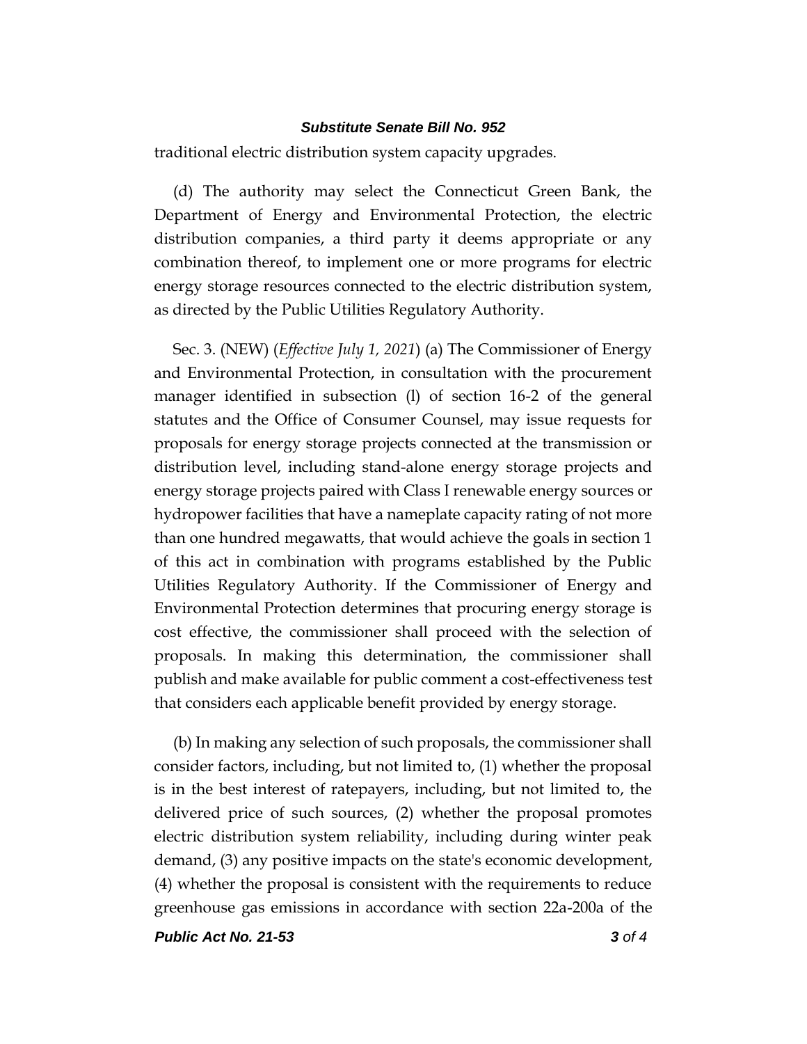traditional electric distribution system capacity upgrades.

(d) The authority may select the Connecticut Green Bank, the Department of Energy and Environmental Protection, the electric distribution companies, a third party it deems appropriate or any combination thereof, to implement one or more programs for electric energy storage resources connected to the electric distribution system, as directed by the Public Utilities Regulatory Authority.

Sec. 3. (NEW) (*Effective July 1, 2021*) (a) The Commissioner of Energy and Environmental Protection, in consultation with the procurement manager identified in subsection (l) of section 16-2 of the general statutes and the Office of Consumer Counsel, may issue requests for proposals for energy storage projects connected at the transmission or distribution level, including stand-alone energy storage projects and energy storage projects paired with Class I renewable energy sources or hydropower facilities that have a nameplate capacity rating of not more than one hundred megawatts, that would achieve the goals in section 1 of this act in combination with programs established by the Public Utilities Regulatory Authority. If the Commissioner of Energy and Environmental Protection determines that procuring energy storage is cost effective, the commissioner shall proceed with the selection of proposals. In making this determination, the commissioner shall publish and make available for public comment a cost-effectiveness test that considers each applicable benefit provided by energy storage.

(b) In making any selection of such proposals, the commissioner shall consider factors, including, but not limited to, (1) whether the proposal is in the best interest of ratepayers, including, but not limited to, the delivered price of such sources, (2) whether the proposal promotes electric distribution system reliability, including during winter peak demand, (3) any positive impacts on the state's economic development, (4) whether the proposal is consistent with the requirements to reduce greenhouse gas emissions in accordance with section 22a-200a of the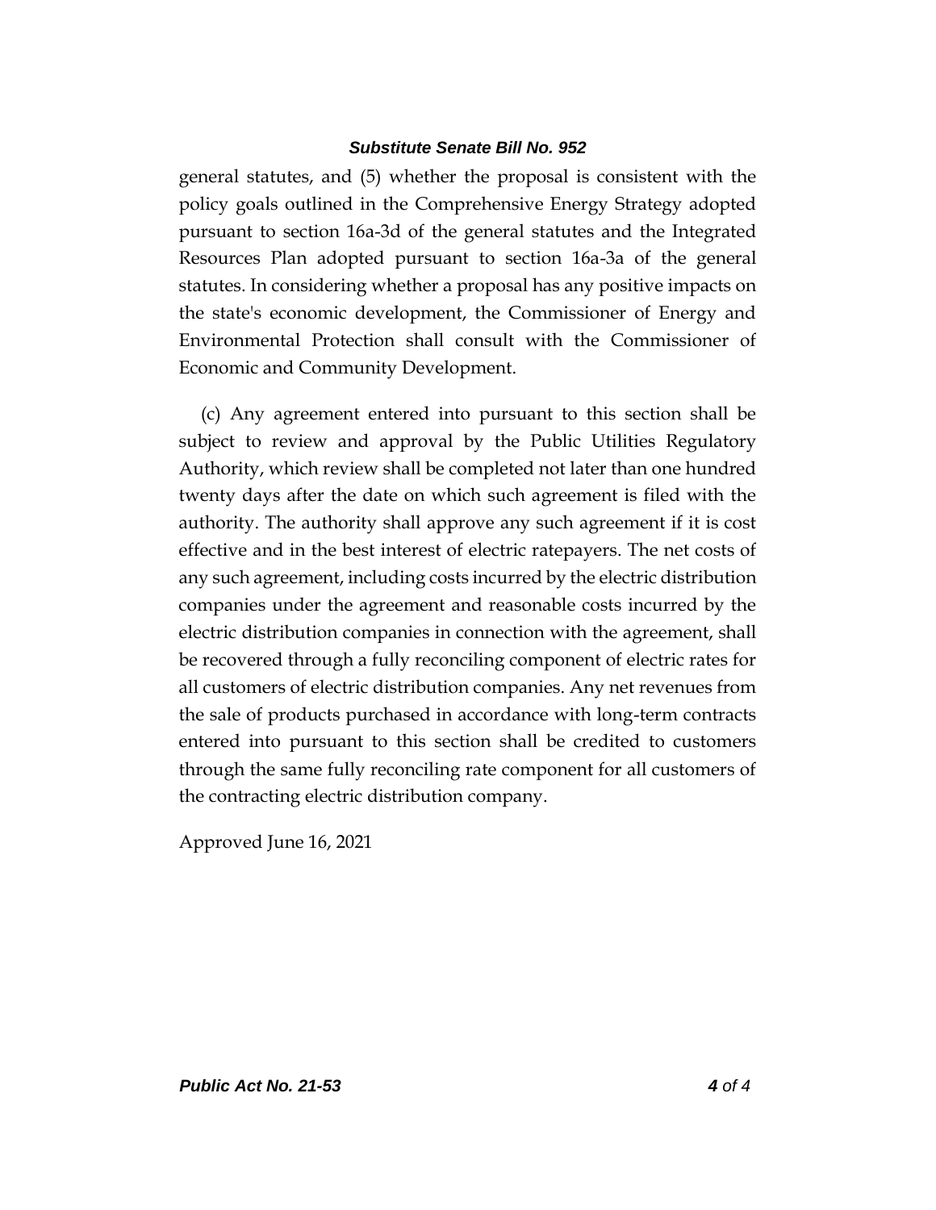general statutes, and (5) whether the proposal is consistent with the policy goals outlined in the Comprehensive Energy Strategy adopted pursuant to section 16a-3d of the general statutes and the Integrated Resources Plan adopted pursuant to section 16a-3a of the general statutes. In considering whether a proposal has any positive impacts on the state's economic development, the Commissioner of Energy and Environmental Protection shall consult with the Commissioner of Economic and Community Development.

(c) Any agreement entered into pursuant to this section shall be subject to review and approval by the Public Utilities Regulatory Authority, which review shall be completed not later than one hundred twenty days after the date on which such agreement is filed with the authority. The authority shall approve any such agreement if it is cost effective and in the best interest of electric ratepayers. The net costs of any such agreement, including costs incurred by the electric distribution companies under the agreement and reasonable costs incurred by the electric distribution companies in connection with the agreement, shall be recovered through a fully reconciling component of electric rates for all customers of electric distribution companies. Any net revenues from the sale of products purchased in accordance with long-term contracts entered into pursuant to this section shall be credited to customers through the same fully reconciling rate component for all customers of the contracting electric distribution company.

Approved June 16, 2021